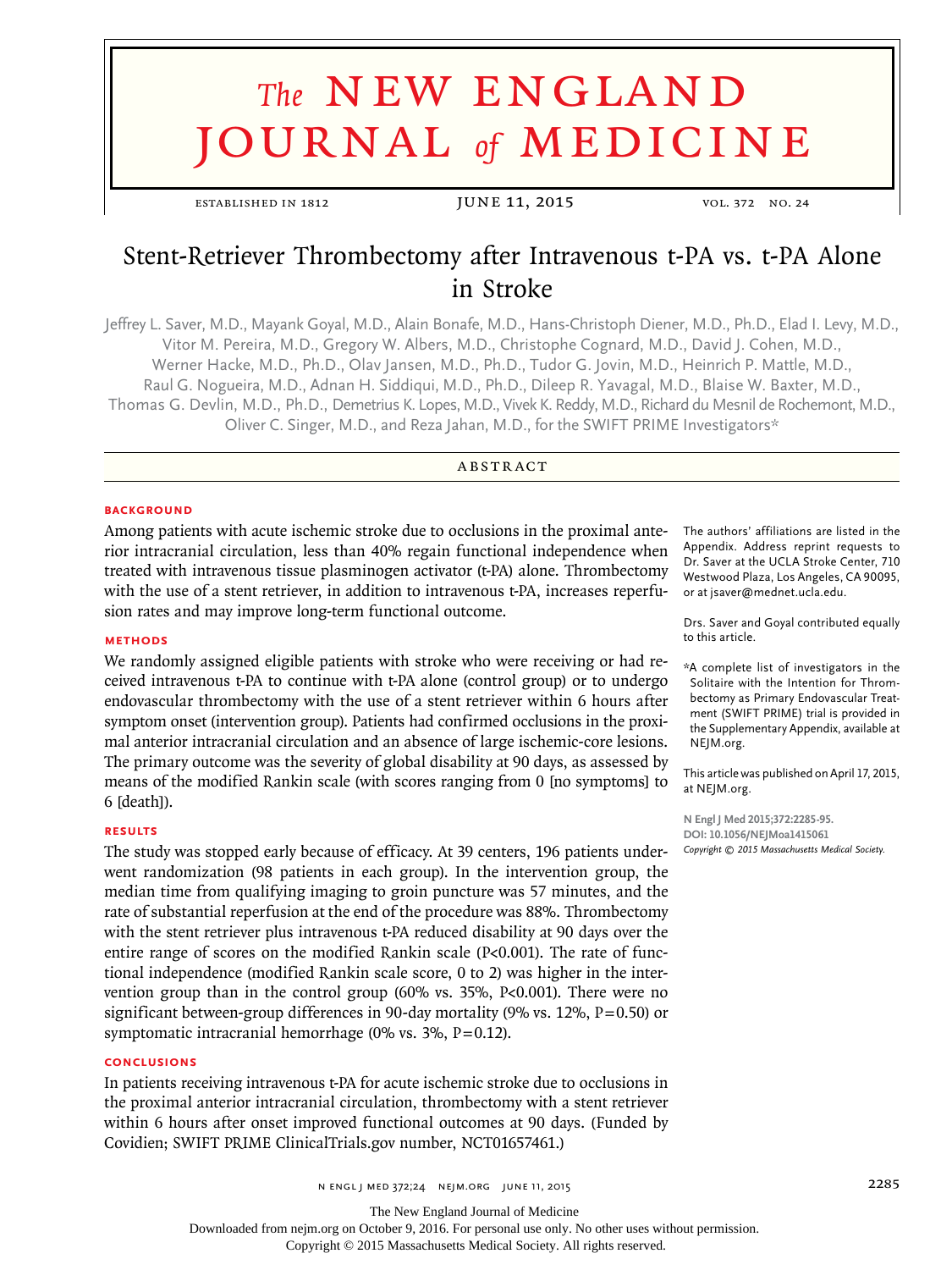# Stent-Retriever Thrombectomy after Intravenous t-PA vs. t-PA Alone in Stroke

Jeffrey L. Saver, M.D., Mayank Goyal, M.D., Alain Bonafe, M.D., Hans-Christoph Diener, M.D., Ph.D., Elad I. Levy, M.D., Vitor M. Pereira, M.D., Gregory W. Albers, M.D., Christophe Cognard, M.D., David J. Cohen, M.D., Werner Hacke, M.D., Ph.D., Olav Jansen, M.D., Ph.D., Tudor G. Jovin, M.D., Heinrich P. Mattle, M.D., Raul G. Nogueira, M.D., Adnan H. Siddiqui, M.D., Ph.D., Dileep R. Yavagal, M.D., Blaise W. Baxter, M.D., Thomas G. Devlin, M.D., Ph.D., Demetrius K. Lopes, M.D., Vivek K. Reddy, M.D., Richard du Mesnil de Rochemont, M.D., Oliver C. Singer, M.D., and Reza Jahan, M.D., for the SWIFT PRIME Investigators*

## ABSTRACT

### BACKGROUND

Among patients with acute ischemic stroke due to occlusions in the proximal anterior intracranial circulation, less than 40% regain functional independence when treated with intravenous tissue plasminogen activator (t-PA) alone. Thrombectomy with the use of a stent retriever, in addition to intravenous t-PA, increases reperfusion rates and may improve long-term functional outcome.

### METHODS

We randomly assigned eligible patients with stroke who were receiving or had received intravenous t-PA to continue with t-PA alone (control group) or to undergo endovascular thrombectomy with the use of a stent retriever within 6 hours after symptom onset (intervention group). Patients had confirmed occlusions in the proximal anterior intracranial circulation and an absence of large ischemic-core lesions. The primary outcome was the severity of global disability at 90 days, as assessed by means of the modified Rankin scale (with scores ranging from 0 [no symptoms] to 6 [death]).

### RESULTS

The study was stopped early because of efficacy. At 39 centers, 196 patients underwent randomization (98 patients in each group). In the intervention group, the median time from qualifying imaging to groin puncture was 57 minutes, and the rate of substantial reperfusion at the end of the procedure was 88%. Thrombectomy with the stent retriever plus intravenous t-PA reduced disability at 90 days over the entire range of scores on the modified Rankin scale (P<0.001). The rate of functional independence (modified Rankin scale score, 0 to 2) was higher in the intervention group than in the control group (60% vs. 35%, P<0.001). There were no significant between-group differences in 90-day mortality (9% vs. 12%, P=0.50) or symptomatic intracranial hemorrhage (0% vs. 3%, P=0.12).

### CONCLUSIONS

In patients receiving intravenous t-PA for acute ischemic stroke due to occlusions in the proximal anterior intracranial circulation, thrombectomy with a stent retriever within 6 hours after onset improved functional outcomes at 90 days. (Funded by Covidien; SWIFT PRIME ClinicalTrials.gov number, NCT01657461.)

The authors' affiliations are listed in the Appendix. Address reprint requests to Dr. Saver at the UCLA Stroke Center, 710 Westwood Plaza, Los Angeles, CA 90095, or at jsaver@mednet.ucla.edu.

Drs. Saver and Goyal contributed equally to this article.

*A complete list of investigators in the Solitaire with the Intention for Thrombectomy as Primary Endovascular Treatment (SWIFT PRIME) trial is provided in the Supplementary Appendix, available at NEJM.org.

This article was published on April 17, 2015, at NEJM.org.

N Engl J Med 2015;372:2285-95.
DOI: 10.1056/NEJMoa1415061
*Copyright © 2015 Massachusetts Medical Society.*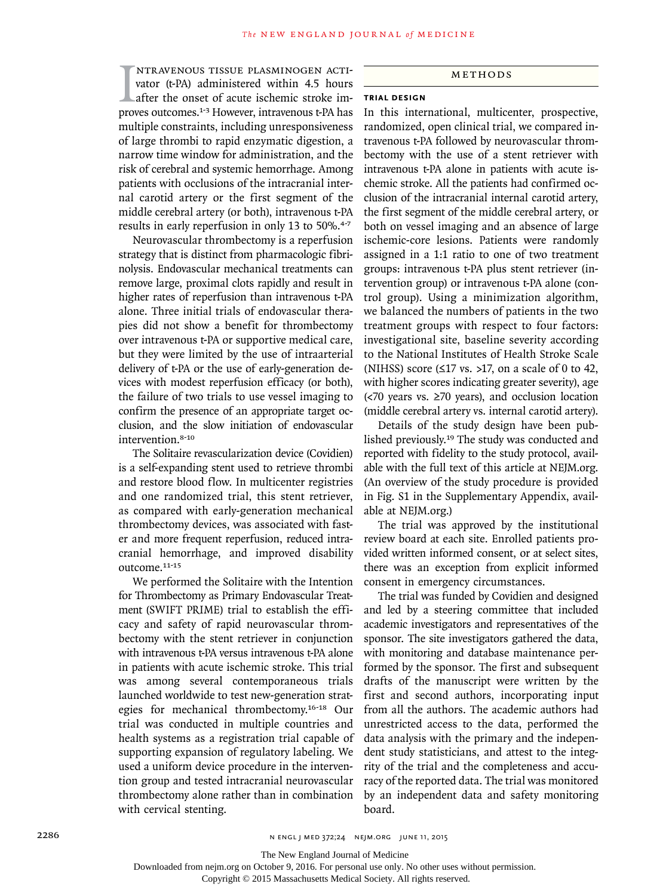Intravenous tissue plasminogen activator (t-PA) administered within 4.5 hours after the onset of acute ischemic stroke improves outcomes.[1-3] However, intravenous t-PA has multiple constraints, including unresponsiveness of large thrombi to rapid enzymatic digestion, a narrow time window for administration, and the risk of cerebral and systemic hemorrhage. Among patients with occlusions of the intracranial internal carotid artery or the first segment of the middle cerebral artery (or both), intravenous t-PA results in early reperfusion in only 13 to 50%.[4-7]

Neurovascular thrombectomy is a reperfusion strategy that is distinct from pharmacologic fibrinolysis. Endovascular mechanical treatments can remove large, proximal clots rapidly and result in higher rates of reperfusion than intravenous t-PA alone. Three initial trials of endovascular therapies did not show a benefit for thrombectomy over intravenous t-PA or supportive medical care, but they were limited by the use of intraarterial delivery of t-PA or the use of early-generation devices with modest reperfusion efficacy (or both), the failure of two trials to use vessel imaging to confirm the presence of an appropriate target occlusion, and the slow initiation of endovascular intervention.[8-10]

The Solitaire revascularization device (Covidien) is a self-expanding stent used to retrieve thrombi and restore blood flow. In multicenter registries and one randomized trial, this stent retriever, as compared with early-generation mechanical thrombectomy devices, was associated with faster and more frequent reperfusion, reduced intracranial hemorrhage, and improved disability outcome.[11-15]

We performed the Solitaire with the Intention for Thrombectomy as Primary Endovascular Treatment (SWIFT PRIME) trial to establish the efficacy and safety of rapid neurovascular thrombectomy with the stent retriever in conjunction with intravenous t-PA versus intravenous t-PA alone in patients with acute ischemic stroke. This trial was among several contemporaneous trials launched worldwide to test new-generation strategies for mechanical thrombectomy.[16-18] Our trial was conducted in multiple countries and health systems as a registration trial capable of supporting expansion of regulatory labeling. We used a uniform device procedure in the intervention group and tested intracranial neurovascular thrombectomy alone rather than in combination with cervical stenting.

## Methods

### Trial Design

In this international, multicenter, prospective, randomized, open clinical trial, we compared intravenous t-PA followed by neurovascular thrombectomy with the use of a stent retriever with intravenous t-PA alone in patients with acute ischemic stroke. All the patients had confirmed occlusion of the intracranial internal carotid artery, the first segment of the middle cerebral artery, or both on vessel imaging and an absence of large ischemic-core lesions. Patients were randomly assigned in a 1:1 ratio to one of two treatment groups: intravenous t-PA plus stent retriever (intervention group) or intravenous t-PA alone (control group). Using a minimization algorithm, we balanced the numbers of patients in the two treatment groups with respect to four factors: investigational site, baseline severity according to the National Institutes of Health Stroke Scale (NIHSS) score (≤17 vs. >17, on a scale of 0 to 42, with higher scores indicating greater severity), age (<70 years vs. ≥70 years), and occlusion location (middle cerebral artery vs. internal carotid artery).

Details of the study design have been published previously.[19] The study was conducted and reported with fidelity to the study protocol, available with the full text of this article at NEJM.org. (An overview of the study procedure is provided in Fig. S1 in the Supplementary Appendix, available at NEJM.org.)

The trial was approved by the institutional review board at each site. Enrolled patients provided written informed consent, or at select sites, there was an exception from explicit informed consent in emergency circumstances.

The trial was funded by Covidien and designed and led by a steering committee that included academic investigators and representatives of the sponsor. The site investigators gathered the data, with monitoring and database maintenance performed by the sponsor. The first and subsequent drafts of the manuscript were written by the first and second authors, incorporating input from all the authors. The academic authors had unrestricted access to the data, performed the data analysis with the primary and the independent study statisticians, and attest to the integrity of the trial and the completeness and accuracy of the reported data. The trial was monitored by an independent data and safety monitoring board.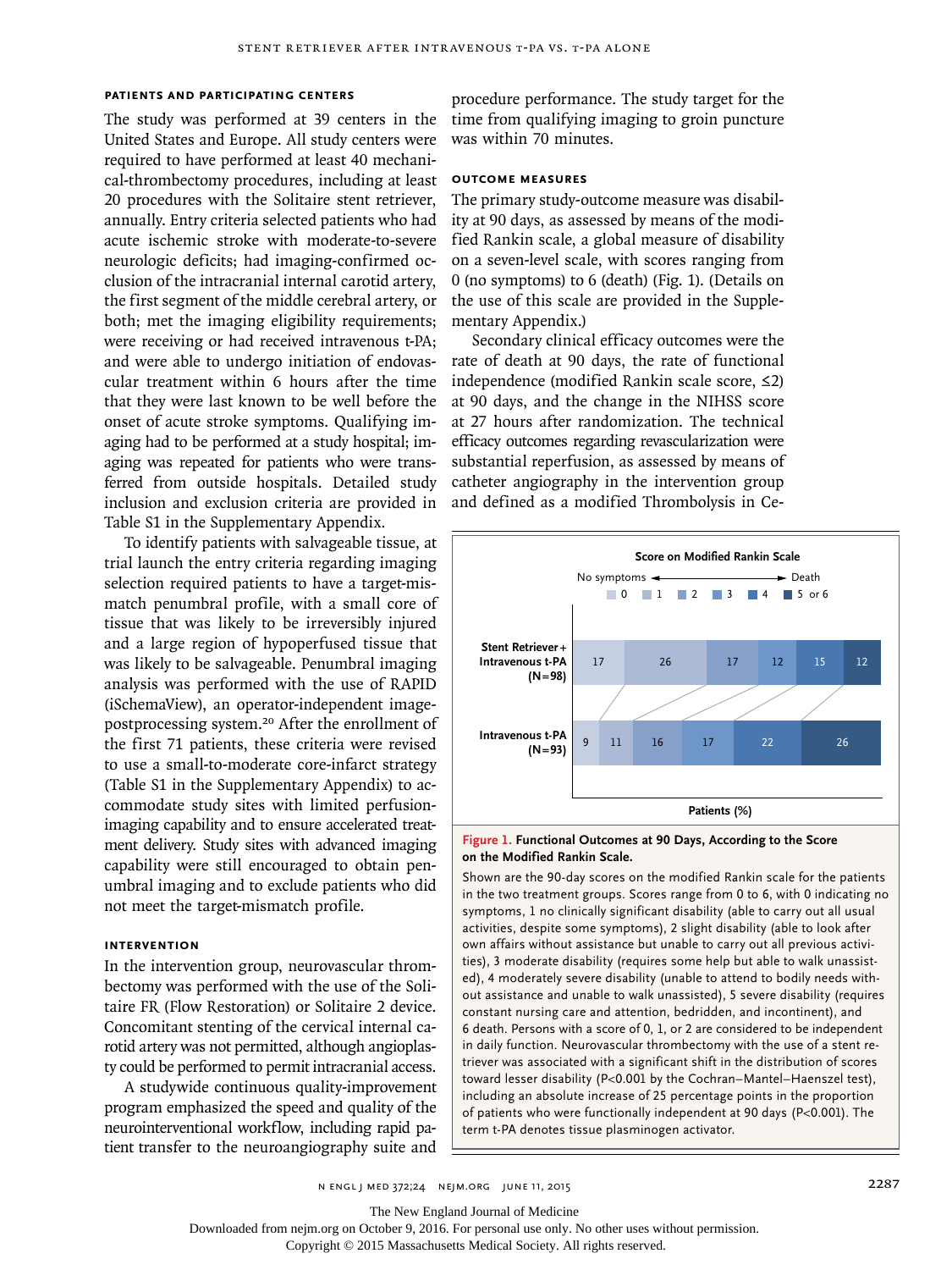## PATIENTS AND PARTICIPATING CENTERS

The study was performed at 39 centers in the United States and Europe. All study centers were required to have performed at least 40 mechanical-thrombectomy procedures, including at least 20 procedures with the Solitaire stent retriever, annually. Entry criteria selected patients who had acute ischemic stroke with moderate-to-severe neurologic deficits; had imaging-confirmed occlusion of the intracranial internal carotid artery, the first segment of the middle cerebral artery, or both; met the imaging eligibility requirements; were receiving or had received intravenous t-PA; and were able to undergo initiation of endovascular treatment within 6 hours after the time that they were last known to be well before the onset of acute stroke symptoms. Qualifying imaging had to be performed at a study hospital; imaging was repeated for patients who were transferred from outside hospitals. Detailed study inclusion and exclusion criteria are provided in Table S1 in the Supplementary Appendix.

To identify patients with salvageable tissue, at trial launch the entry criteria regarding imaging selection required patients to have a target-mismatch penumbral profile, with a small core of tissue that was likely to be irreversibly injured and a large region of hypoperfused tissue that was likely to be salvageable. Penumbral imaging analysis was performed with the use of RAPID (iSchemaView), an operator-independent image-postprocessing system.[20] After the enrollment of the first 71 patients, these criteria were revised to use a small-to-moderate core-infarct strategy (Table S1 in the Supplementary Appendix) to accommodate study sites with limited perfusion-imaging capability and to ensure accelerated treatment delivery. Study sites with advanced imaging capability were still encouraged to obtain penumbral imaging and to exclude patients who did not meet the target-mismatch profile.

## INTERVENTION

In the intervention group, neurovascular thrombectomy was performed with the use of the Solitaire FR (Flow Restoration) or Solitaire 2 device. Concomitant stenting of the cervical internal carotid artery was not permitted, although angioplasty could be performed to permit intracranial access.

A studywide continuous quality-improvement program emphasized the speed and quality of the neurointerventional workflow, including rapid patient transfer to the neuroangiography suite and procedure performance. The study target for the time from qualifying imaging to groin puncture was within 70 minutes.

## OUTCOME MEASURES

The primary study-outcome measure was disability at 90 days, as assessed by means of the modified Rankin scale, a global measure of disability on a seven-level scale, with scores ranging from 0 (no symptoms) to 6 (death) (Fig. 1). (Details on the use of this scale are provided in the Supplementary Appendix.)

Secondary clinical efficacy outcomes were the rate of death at 90 days, the rate of functional independence (modified Rankin scale score, ≤2) at 90 days, and the change in the NIHSS score at 27 hours after randomization. The technical efficacy outcomes regarding revascularization were substantial reperfusion, as assessed by means of catheter angiography in the intervention group and defined as a modified Thrombolysis in Ce-

**Score on Modified Rankin Scale** (No symptoms ← → Death)

| Group | 0 | 1 | 2 | 3 | 4 | 5 or 6 |
|---|---|---|---|---|---|---|
| Stent Retriever + Intravenous t-PA (N=98) | 17 | 26 | 17 | 12 | 15 | 12 |
| Intravenous t-PA (N=93) | 9 | 11 | 16 | 17 | 22 | 26 |

Patients (%)

**Figure 1. Functional Outcomes at 90 Days, According to the Score on the Modified Rankin Scale.**

Shown are the 90-day scores on the modified Rankin scale for the patients in the two treatment groups. Scores range from 0 to 6, with 0 indicating no symptoms, 1 no clinically significant disability (able to carry out all usual activities, despite some symptoms), 2 slight disability (able to look after own affairs without assistance but unable to carry out all previous activities), 3 moderate disability (requires some help but able to walk unassisted), 4 moderately severe disability (unable to attend to bodily needs without assistance and unable to walk unassisted), 5 severe disability (requires constant nursing care and attention, bedridden, and incontinent), and 6 death. Persons with a score of 0, 1, or 2 are considered to be independent in daily function. Neurovascular thrombectomy with the use of a stent retriever was associated with a significant shift in the distribution of scores toward lesser disability ($P<0.001$ by the Cochran–Mantel–Haenszel test), including an absolute increase of 25 percentage points in the proportion of patients who were functionally independent at 90 days ($P<0.001$). The term t-PA denotes tissue plasminogen activator.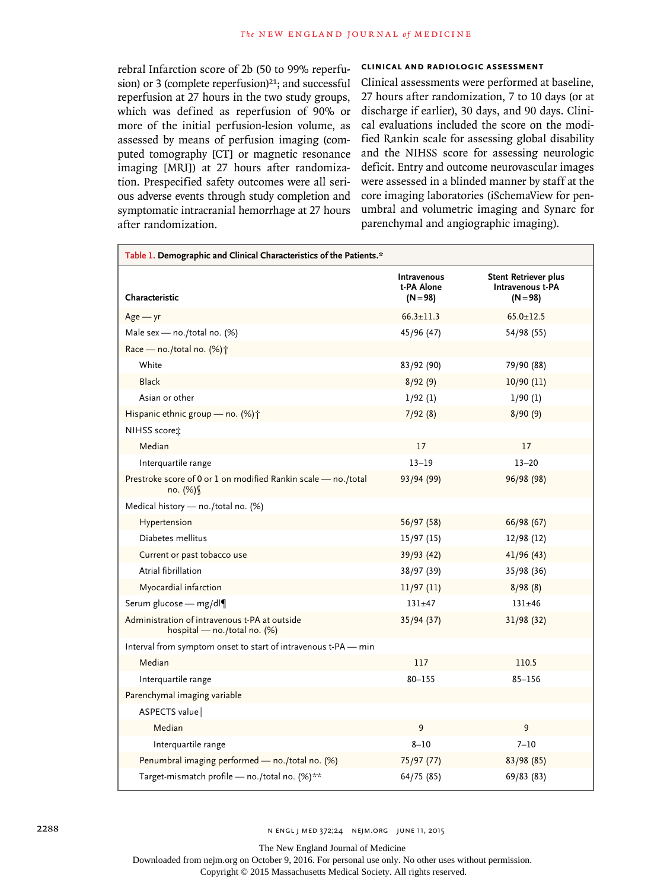rebral Infarction score of 2b (50 to 99% reperfusion) or 3 (complete reperfusion)[21]; and successful reperfusion at 27 hours in the two study groups, which was defined as reperfusion of 90% or more of the initial perfusion-lesion volume, as assessed by means of perfusion imaging (computed tomography [CT] or magnetic resonance imaging [MRI]) at 27 hours after randomization. Prespecified safety outcomes were all serious adverse events through study completion and symptomatic intracranial hemorrhage at 27 hours after randomization.

### CLINICAL AND RADIOLOGIC ASSESSMENT

Clinical assessments were performed at baseline, 27 hours after randomization, 7 to 10 days (or at discharge if earlier), 30 days, and 90 days. Clinical evaluations included the score on the modified Rankin scale for assessing global disability and the NIHSS score for assessing neurologic deficit. Entry and outcome neurovascular images were assessed in a blinded manner by staff at the core imaging laboratories (iSchemaView for penumbral and volumetric imaging and Synarc for parenchymal and angiographic imaging).

**Table 1. Demographic and Clinical Characteristics of the Patients.***

| Characteristic | Intravenous t-PA Alone (N=98) | Stent Retriever plus Intravenous t-PA (N=98) |
|---|---|---|
| Age — yr | 66.3±11.3 | 65.0±12.5 |
| Male sex — no./total no. (%) | 45/96 (47) | 54/98 (55) |
| Race — no./total no. (%)† | | |
| White | 83/92 (90) | 79/90 (88) |
| Black | 8/92 (9) | 10/90 (11) |
| Asian or other | 1/92 (1) | 1/90 (1) |
| Hispanic ethnic group — no. (%)† | 7/92 (8) | 8/90 (9) |
| NIHSS score‡ | | |
| Median | 17 | 17 |
| Interquartile range | 13–19 | 13–20 |
| Prestroke score of 0 or 1 on modified Rankin scale — no./total no. (%)§ | 93/94 (99) | 96/98 (98) |
| Medical history — no./total no. (%) | | |
| Hypertension | 56/97 (58) | 66/98 (67) |
| Diabetes mellitus | 15/97 (15) | 12/98 (12) |
| Current or past tobacco use | 39/93 (42) | 41/96 (43) |
| Atrial fibrillation | 38/97 (39) | 35/98 (36) |
| Myocardial infarction | 11/97 (11) | 8/98 (8) |
| Serum glucose — mg/dl¶ | 131±47 | 131±46 |
| Administration of intravenous t-PA at outside hospital — no./total no. (%) | 35/94 (37) | 31/98 (32) |
| Interval from symptom onset to start of intravenous t-PA — min | | |
| Median | 117 | 110.5 |
| Interquartile range | 80–155 | 85–156 |
| Parenchymal imaging variable | | |
| ASPECTS value‖ | | |
| Median | 9 | 9 |
| Interquartile range | 8–10 | 7–10 |
| Penumbral imaging performed — no./total no. (%) | 75/97 (77) | 83/98 (85) |
| Target-mismatch profile — no./total no. (%)** | 64/75 (85) | 69/83 (83) |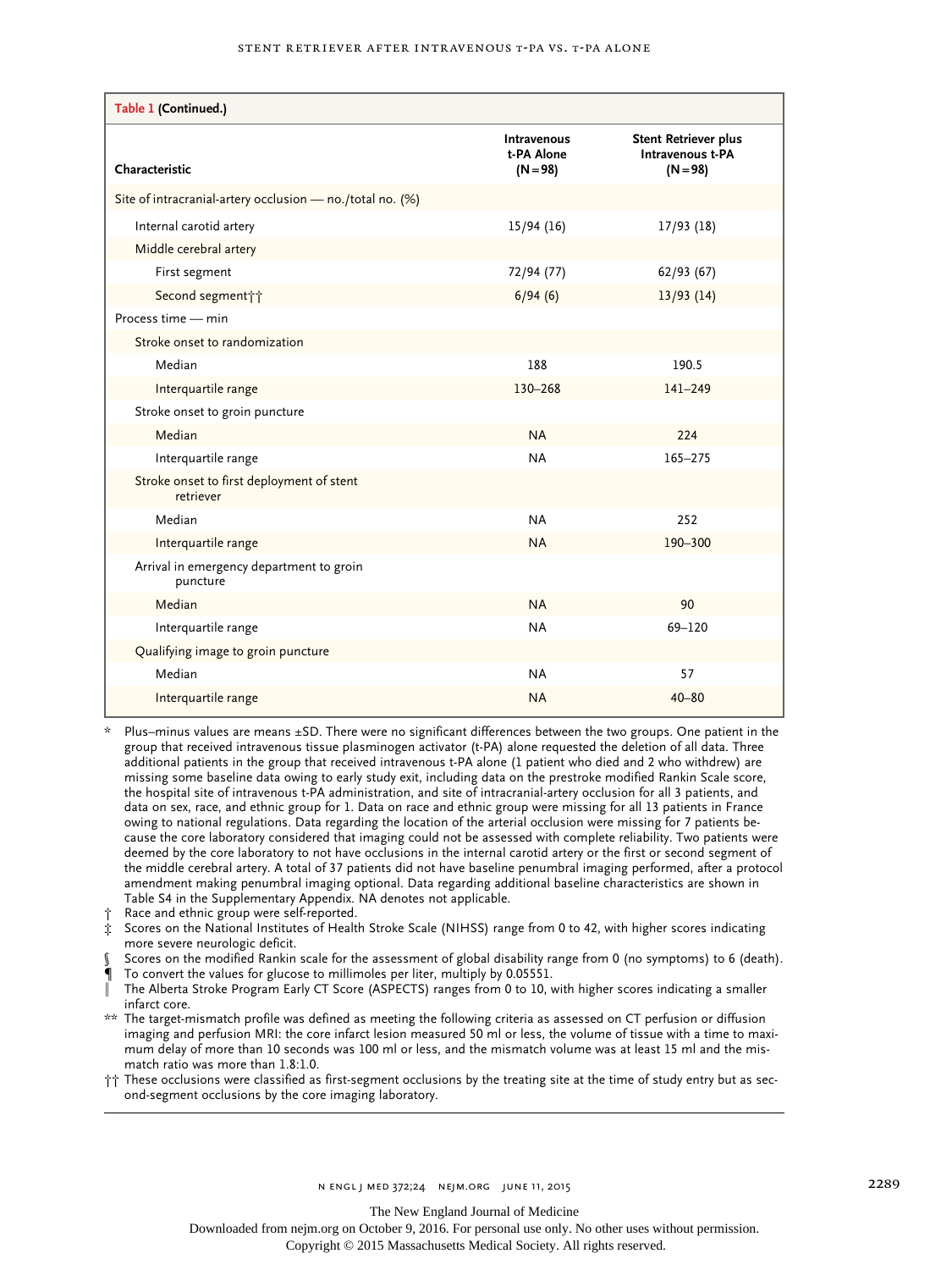**Table 1 (Continued.)**

| Characteristic | Intravenous t-PA Alone (N=98) | Stent Retriever plus Intravenous t-PA (N=98) |
|---|---|---|
| Site of intracranial-artery occlusion — no./total no. (%) | | |
| Internal carotid artery | 15/94 (16) | 17/93 (18) |
| Middle cerebral artery | | |
| First segment | 72/94 (77) | 62/93 (67) |
| Second segment†† | 6/94 (6) | 13/93 (14) |
| Process time — min | | |
| Stroke onset to randomization | | |
| Median | 188 | 190.5 |
| Interquartile range | 130–268 | 141–249 |
| Stroke onset to groin puncture | | |
| Median | NA | 224 |
| Interquartile range | NA | 165–275 |
| Stroke onset to first deployment of stent retriever | | |
| Median | NA | 252 |
| Interquartile range | NA | 190–300 |
| Arrival in emergency department to groin puncture | | |
| Median | NA | 90 |
| Interquartile range | NA | 69–120 |
| Qualifying image to groin puncture | | |
| Median | NA | 57 |
| Interquartile range | NA | 40–80 |

\* Plus–minus values are means ±SD. There were no significant differences between the two groups. One patient in the group that received intravenous tissue plasminogen activator (t-PA) alone requested the deletion of all data. Three additional patients in the group that received intravenous t-PA alone (1 patient who died and 2 who withdrew) are missing some baseline data owing to early study exit, including data on the prestroke modified Rankin Scale score, the hospital site of intravenous t-PA administration, and site of intracranial-artery occlusion for all 3 patients, and data on sex, race, and ethnic group for 1. Data on race and ethnic group were missing for all 13 patients in France owing to national regulations. Data regarding the location of the arterial occlusion were missing for 7 patients because the core laboratory considered that imaging could not be assessed with complete reliability. Two patients were deemed by the core laboratory to not have occlusions in the internal carotid artery or the first or second segment of the middle cerebral artery. A total of 37 patients did not have baseline penumbral imaging performed, after a protocol amendment making penumbral imaging optional. Data regarding additional baseline characteristics are shown in Table S4 in the Supplementary Appendix. NA denotes not applicable.

† Race and ethnic group were self-reported.

‡ Scores on the National Institutes of Health Stroke Scale (NIHSS) range from 0 to 42, with higher scores indicating more severe neurologic deficit.

§ Scores on the modified Rankin scale for the assessment of global disability range from 0 (no symptoms) to 6 (death).

¶ To convert the values for glucose to millimoles per liter, multiply by 0.05551.

‖ The Alberta Stroke Program Early CT Score (ASPECTS) ranges from 0 to 10, with higher scores indicating a smaller infarct core.

\*\* The target-mismatch profile was defined as meeting the following criteria as assessed on CT perfusion or diffusion imaging and perfusion MRI: the core infarct lesion measured 50 ml or less, the volume of tissue with a time to maximum delay of more than 10 seconds was 100 ml or less, and the mismatch volume was at least 15 ml and the mismatch ratio was more than 1.8:1.0.

†† These occlusions were classified as first-segment occlusions by the treating site at the time of study entry but as second-segment occlusions by the core imaging laboratory.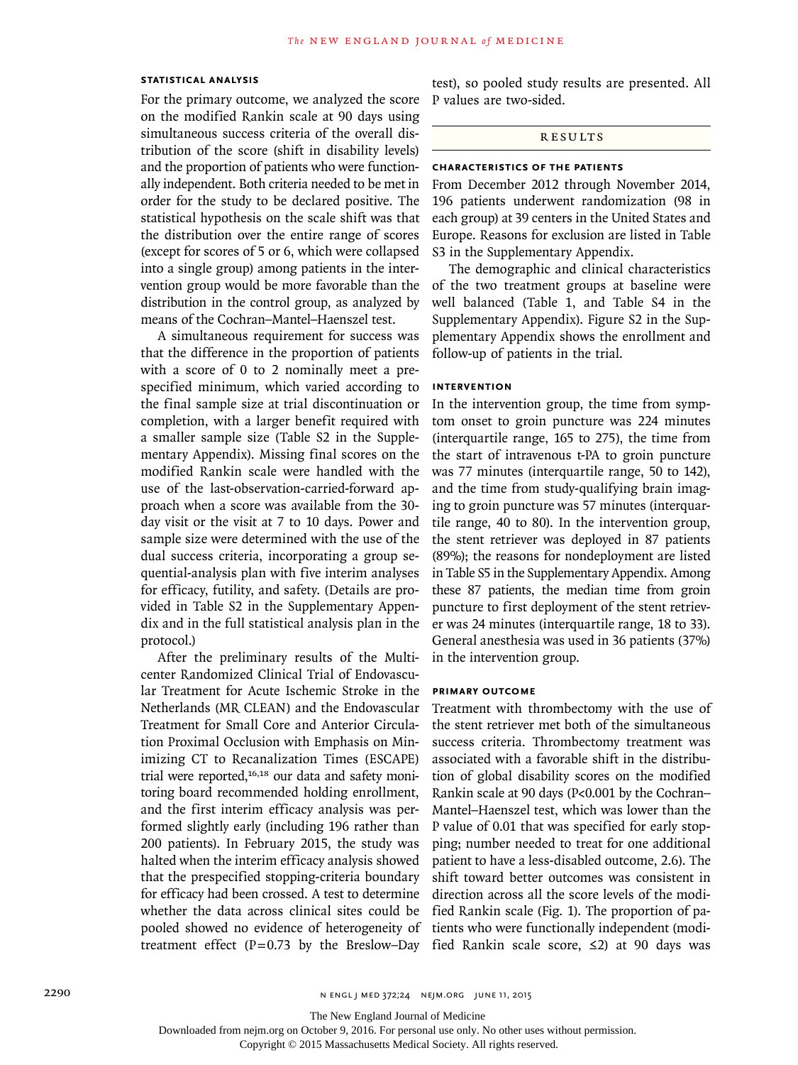### Statistical Analysis

For the primary outcome, we analyzed the score on the modified Rankin scale at 90 days using simultaneous success criteria of the overall distribution of the score (shift in disability levels) and the proportion of patients who were functionally independent. Both criteria needed to be met in order for the study to be declared positive. The statistical hypothesis on the scale shift was that the distribution over the entire range of scores (except for scores of 5 or 6, which were collapsed into a single group) among patients in the intervention group would be more favorable than the distribution in the control group, as analyzed by means of the Cochran–Mantel–Haenszel test.

A simultaneous requirement for success was that the difference in the proportion of patients with a score of 0 to 2 nominally meet a prespecified minimum, which varied according to the final sample size at trial discontinuation or completion, with a larger benefit required with a smaller sample size (Table S2 in the Supplementary Appendix). Missing final scores on the modified Rankin scale were handled with the use of the last-observation-carried-forward approach when a score was available from the 30-day visit or the visit at 7 to 10 days. Power and sample size were determined with the use of the dual success criteria, incorporating a group sequential-analysis plan with five interim analyses for efficacy, futility, and safety. (Details are provided in Table S2 in the Supplementary Appendix and in the full statistical analysis plan in the protocol.)

After the preliminary results of the Multicenter Randomized Clinical Trial of Endovascular Treatment for Acute Ischemic Stroke in the Netherlands (MR CLEAN) and the Endovascular Treatment for Small Core and Anterior Circulation Proximal Occlusion with Emphasis on Minimizing CT to Recanalization Times (ESCAPE) trial were reported,[16,18] our data and safety monitoring board recommended holding enrollment, and the first interim efficacy analysis was performed slightly early (including 196 rather than 200 patients). In February 2015, the study was halted when the interim efficacy analysis showed that the prespecified stopping-criteria boundary for efficacy had been crossed. A test to determine whether the data across clinical sites could be pooled showed no evidence of heterogeneity of treatment effect (P=0.73 by the Breslow–Day test), so pooled study results are presented. All P values are two-sided.

## Results

### Characteristics of the Patients

From December 2012 through November 2014, 196 patients underwent randomization (98 in each group) at 39 centers in the United States and Europe. Reasons for exclusion are listed in Table S3 in the Supplementary Appendix.

The demographic and clinical characteristics of the two treatment groups at baseline were well balanced (Table 1, and Table S4 in the Supplementary Appendix). Figure S2 in the Supplementary Appendix shows the enrollment and follow-up of patients in the trial.

### Intervention

In the intervention group, the time from symptom onset to groin puncture was 224 minutes (interquartile range, 165 to 275), the time from the start of intravenous t-PA to groin puncture was 77 minutes (interquartile range, 50 to 142), and the time from study-qualifying brain imaging to groin puncture was 57 minutes (interquartile range, 40 to 80). In the intervention group, the stent retriever was deployed in 87 patients (89%); the reasons for nondeployment are listed in Table S5 in the Supplementary Appendix. Among these 87 patients, the median time from groin puncture to first deployment of the stent retriever was 24 minutes (interquartile range, 18 to 33). General anesthesia was used in 36 patients (37%) in the intervention group.

### Primary Outcome

Treatment with thrombectomy with the use of the stent retriever met both of the simultaneous success criteria. Thrombectomy treatment was associated with a favorable shift in the distribution of global disability scores on the modified Rankin scale at 90 days (P<0.001 by the Cochran–Mantel–Haenszel test, which was lower than the P value of 0.01 that was specified for early stopping; number needed to treat for one additional patient to have a less-disabled outcome, 2.6). The shift toward better outcomes was consistent in direction across all the score levels of the modified Rankin scale (Fig. 1). The proportion of patients who were functionally independent (modified Rankin scale score, ≤2) at 90 days was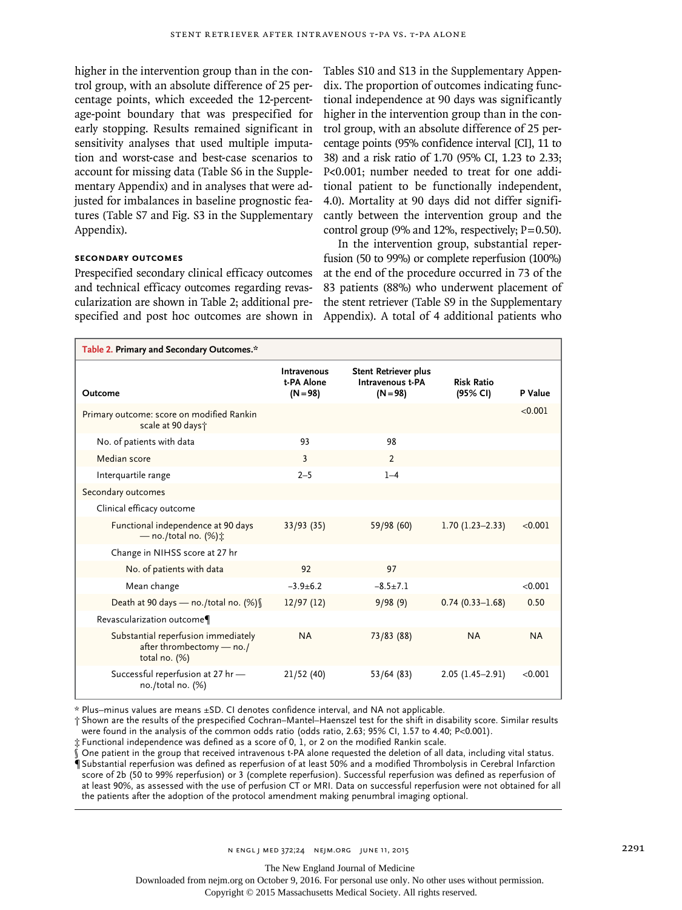higher in the intervention group than in the control group, with an absolute difference of 25 percentage points, which exceeded the 12-percentage-point boundary that was prespecified for early stopping. Results remained significant in sensitivity analyses that used multiple imputation and worst-case and best-case scenarios to account for missing data (Table S6 in the Supplementary Appendix) and in analyses that were adjusted for imbalances in baseline prognostic features (Table S7 and Fig. S3 in the Supplementary Appendix).

### SECONDARY OUTCOMES

Prespecified secondary clinical efficacy outcomes and technical efficacy outcomes regarding revascularization are shown in Table 2; additional prespecified and post hoc outcomes are shown in Tables S10 and S13 in the Supplementary Appendix. The proportion of outcomes indicating functional independence at 90 days was significantly higher in the intervention group than in the control group, with an absolute difference of 25 percentage points (95% confidence interval [CI], 11 to 38) and a risk ratio of 1.70 (95% CI, 1.23 to 2.33; P<0.001; number needed to treat for one additional patient to be functionally independent, 4.0). Mortality at 90 days did not differ significantly between the intervention group and the control group (9% and 12%, respectively; P=0.50).

In the intervention group, substantial reperfusion (50 to 99%) or complete reperfusion (100%) at the end of the procedure occurred in 73 of the 83 patients (88%) who underwent placement of the stent retriever (Table S9 in the Supplementary Appendix). A total of 4 additional patients who

**Table 2. Primary and Secondary Outcomes.***

| Outcome | Intravenous t-PA Alone (N=98) | Stent Retriever plus Intravenous t-PA (N=98) | Risk Ratio (95% CI) | P Value |
|---|---|---|---|---|
| Primary outcome: score on modified Rankin scale at 90 days† | | | | <0.001 |
| No. of patients with data | 93 | 98 | | |
| Median score | 3 | 2 | | |
| Interquartile range | 2–5 | 1–4 | | |
| Secondary outcomes | | | | |
| Clinical efficacy outcome | | | | |
| Functional independence at 90 days — no./total no. (%)‡ | 33/93 (35) | 59/98 (60) | 1.70 (1.23–2.33) | <0.001 |
| Change in NIHSS score at 27 hr | | | | |
| No. of patients with data | 92 | 97 | | |
| Mean change | −3.9±6.2 | −8.5±7.1 | | <0.001 |
| Death at 90 days — no./total no. (%)§ | 12/97 (12) | 9/98 (9) | 0.74 (0.33–1.68) | 0.50 |
| Revascularization outcome¶ | | | | |
| Substantial reperfusion immediately after thrombectomy — no./total no. (%) | NA | 73/83 (88) | NA | NA |
| Successful reperfusion at 27 hr — no./total no. (%) | 21/52 (40) | 53/64 (83) | 2.05 (1.45–2.91) | <0.001 |

* Plus–minus values are means ±SD. CI denotes confidence interval, and NA not applicable.
† Shown are the results of the prespecified Cochran–Mantel–Haenszel test for the shift in disability score. Similar results were found in the analysis of the common odds ratio (odds ratio, 2.63; 95% CI, 1.57 to 4.40; P<0.001).
‡ Functional independence was defined as a score of 0, 1, or 2 on the modified Rankin scale.
§ One patient in the group that received intravenous t-PA alone requested the deletion of all data, including vital status.
¶ Substantial reperfusion was defined as reperfusion of at least 50% and a modified Thrombolysis in Cerebral Infarction score of 2b (50 to 99% reperfusion) or 3 (complete reperfusion). Successful reperfusion was defined as reperfusion of at least 90%, as assessed with the use of perfusion CT or MRI. Data on successful reperfusion were not obtained for all the patients after the adoption of the protocol amendment making penumbral imaging optional.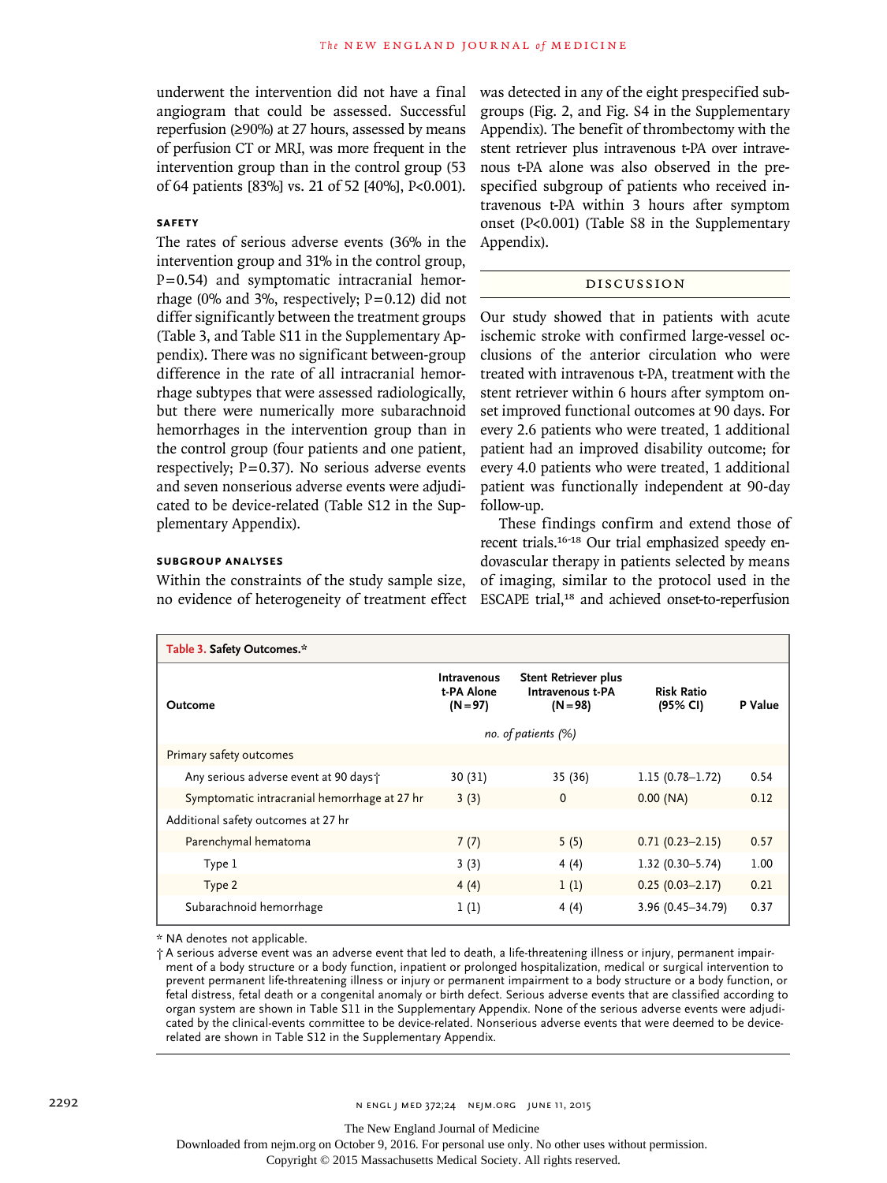underwent the intervention did not have a final angiogram that could be assessed. Successful reperfusion (≥90%) at 27 hours, assessed by means of perfusion CT or MRI, was more frequent in the intervention group than in the control group (53 of 64 patients [83%] vs. 21 of 52 [40%], P<0.001).

### Safety

The rates of serious adverse events (36% in the intervention group and 31% in the control group, P=0.54) and symptomatic intracranial hemorrhage (0% and 3%, respectively; P=0.12) did not differ significantly between the treatment groups (Table 3, and Table S11 in the Supplementary Appendix). There was no significant between-group difference in the rate of all intracranial hemorrhage subtypes that were assessed radiologically, but there were numerically more subarachnoid hemorrhages in the intervention group than in the control group (four patients and one patient, respectively; P=0.37). No serious adverse events and seven nonserious adverse events were adjudicated to be device-related (Table S12 in the Supplementary Appendix).

### Subgroup Analyses

Within the constraints of the study sample size, no evidence of heterogeneity of treatment effect was detected in any of the eight prespecified subgroups (Fig. 2, and Fig. S4 in the Supplementary Appendix). The benefit of thrombectomy with the stent retriever plus intravenous t-PA over intravenous t-PA alone was also observed in the prespecified subgroup of patients who received intravenous t-PA within 3 hours after symptom onset (P<0.001) (Table S8 in the Supplementary Appendix).

## Discussion

Our study showed that in patients with acute ischemic stroke with confirmed large-vessel occlusions of the anterior circulation who were treated with intravenous t-PA, treatment with the stent retriever within 6 hours after symptom onset improved functional outcomes at 90 days. For every 2.6 patients who were treated, 1 additional patient had an improved disability outcome; for every 4.0 patients who were treated, 1 additional patient was functionally independent at 90-day follow-up.

These findings confirm and extend those of recent trials.[16-18] Our trial emphasized speedy endovascular therapy in patients selected by means of imaging, similar to the protocol used in the ESCAPE trial,[18] and achieved onset-to-reperfusion

**Table 3. Safety Outcomes.***

| Outcome | Intravenous t-PA Alone (N=97) | Stent Retriever plus Intravenous t-PA (N=98) | Risk Ratio (95% CI) | P Value |
|---|---|---|---|---|
| | *no. of patients (%)* | | | |
| Primary safety outcomes | | | | |
| Any serious adverse event at 90 days† | 30 (31) | 35 (36) | 1.15 (0.78–1.72) | 0.54 |
| Symptomatic intracranial hemorrhage at 27 hr | 3 (3) | 0 | 0.00 (NA) | 0.12 |
| Additional safety outcomes at 27 hr | | | | |
| Parenchymal hematoma | 7 (7) | 5 (5) | 0.71 (0.23–2.15) | 0.57 |
| Type 1 | 3 (3) | 4 (4) | 1.32 (0.30–5.74) | 1.00 |
| Type 2 | 4 (4) | 1 (1) | 0.25 (0.03–2.17) | 0.21 |
| Subarachnoid hemorrhage | 1 (1) | 4 (4) | 3.96 (0.45–34.79) | 0.37 |

\* NA denotes not applicable.

† A serious adverse event was an adverse event that led to death, a life-threatening illness or injury, permanent impairment of a body structure or a body function, inpatient or prolonged hospitalization, medical or surgical intervention to prevent permanent life-threatening illness or injury or permanent impairment to a body structure or a body function, or fetal distress, fetal death or a congenital anomaly or birth defect. Serious adverse events that are classified according to organ system are shown in Table S11 in the Supplementary Appendix. None of the serious adverse events were adjudicated by the clinical-events committee to be device-related. Nonserious adverse events that were deemed to be device-related are shown in Table S12 in the Supplementary Appendix.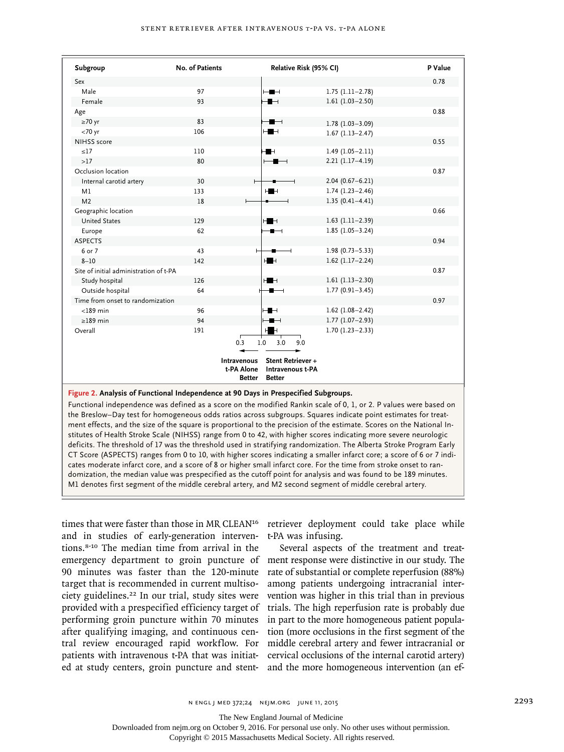| Subgroup | No. of Patients | Relative Risk (95% CI) | P Value |
|---|---|---|---|
| Sex | | | 0.78 |
| Male | 97 | 1.75 (1.11–2.78) | |
| Female | 93 | 1.61 (1.03–2.50) | |
| Age | | | 0.88 |
| ≥70 yr | 83 | 1.78 (1.03–3.09) | |
| <70 yr | 106 | 1.67 (1.13–2.47) | |
| NIHSS score | | | 0.55 |
| ≤17 | 110 | 1.49 (1.05–2.11) | |
| >17 | 80 | 2.21 (1.17–4.19) | |
| Occlusion location | | | 0.87 |
| Internal carotid artery | 30 | 2.04 (0.67–6.21) | |
| M1 | 133 | 1.74 (1.23–2.46) | |
| M2 | 18 | 1.35 (0.41–4.41) | |
| Geographic location | | | 0.66 |
| United States | 129 | 1.63 (1.11–2.39) | |
| Europe | 62 | 1.85 (1.05–3.24) | |
| ASPECTS | | | 0.94 |
| 6 or 7 | 43 | 1.98 (0.73–5.33) | |
| 8–10 | 142 | 1.62 (1.17–2.24) | |
| Site of initial administration of t-PA | | | 0.87 |
| Study hospital | 126 | 1.61 (1.13–2.30) | |
| Outside hospital | 64 | 1.77 (0.91–3.45) | |
| Time from onset to randomization | | | 0.97 |
| <189 min | 96 | 1.62 (1.08–2.42) | |
| ≥189 min | 94 | 1.77 (1.07–2.93) | |
| Overall | 191 | 1.70 (1.23–2.33) | |

Axis: 0.3, 1.0, 3.0, 9.0 — ← Intravenous t-PA Alone Better | Stent Retriever + Intravenous t-PA Better →

**Figure 2. Analysis of Functional Independence at 90 Days in Prespecified Subgroups.**

Functional independence was defined as a score on the modified Rankin scale of 0, 1, or 2. P values were based on the Breslow–Day test for homogeneous odds ratios across subgroups. Squares indicate point estimates for treatment effects, and the size of the square is proportional to the precision of the estimate. Scores on the National Institutes of Health Stroke Scale (NIHSS) range from 0 to 42, with higher scores indicating more severe neurologic deficits. The threshold of 17 was the threshold used in stratifying randomization. The Alberta Stroke Program Early CT Score (ASPECTS) ranges from 0 to 10, with higher scores indicating a smaller infarct core; a score of 6 or 7 indicates moderate infarct core, and a score of 8 or higher small infarct core. For the time from stroke onset to randomization, the median value was prespecified as the cutoff point for analysis and was found to be 189 minutes. M1 denotes first segment of the middle cerebral artery, and M2 second segment of middle cerebral artery.

times that were faster than those in MR CLEAN[16] and in studies of early-generation interventions.[8-10] The median time from arrival in the emergency department to groin puncture of 90 minutes was faster than the 120-minute target that is recommended in current multisociety guidelines.[22] In our trial, study sites were provided with a prespecified efficiency target of performing groin puncture within 70 minutes after qualifying imaging, and continuous central review encouraged rapid workflow. For patients with intravenous t-PA that was initiated at study centers, groin puncture and stent-retriever deployment could take place while t-PA was infusing.

Several aspects of the treatment and treatment response were distinctive in our study. The rate of substantial or complete reperfusion (88%) among patients undergoing intracranial intervention was higher in this trial than in previous trials. The high reperfusion rate is probably due in part to the more homogeneous patient population (more occlusions in the first segment of the middle cerebral artery and fewer intracranial or cervical occlusions of the internal carotid artery) and the more homogeneous intervention (an ef-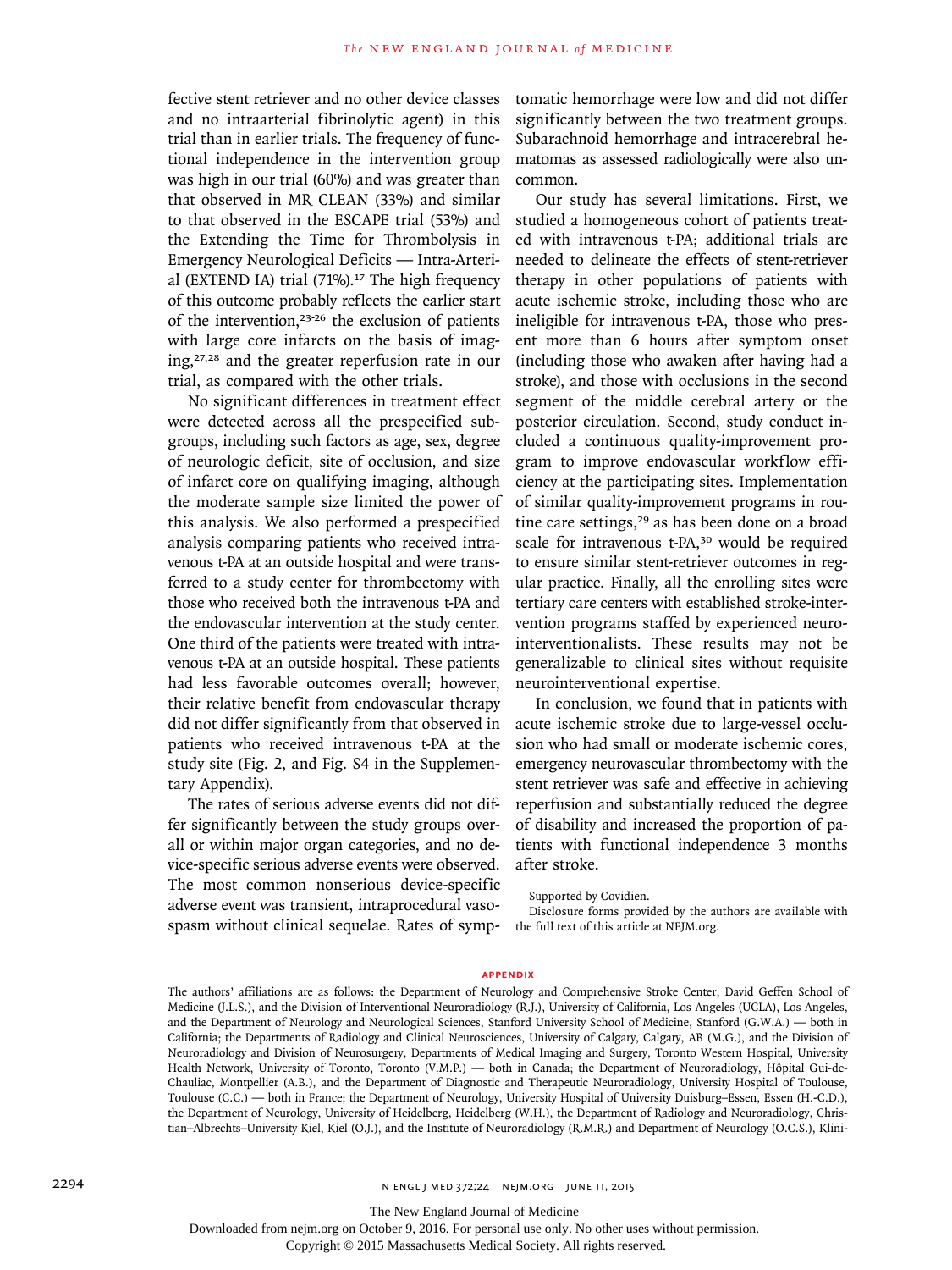fective stent retriever and no other device classes and no intraarterial fibrinolytic agent) in this trial than in earlier trials. The frequency of functional independence in the intervention group was high in our trial (60%) and was greater than that observed in MR CLEAN (33%) and similar to that observed in the ESCAPE trial (53%) and the Extending the Time for Thrombolysis in Emergency Neurological Deficits — Intra-Arterial (EXTEND IA) trial (71%).[17] The high frequency of this outcome probably reflects the earlier start of the intervention,[23-26] the exclusion of patients with large core infarcts on the basis of imaging,[27,28] and the greater reperfusion rate in our trial, as compared with the other trials.

No significant differences in treatment effect were detected across all the prespecified subgroups, including such factors as age, sex, degree of neurologic deficit, site of occlusion, and size of infarct core on qualifying imaging, although the moderate sample size limited the power of this analysis. We also performed a prespecified analysis comparing patients who received intravenous t-PA at an outside hospital and were transferred to a study center for thrombectomy with those who received both the intravenous t-PA and the endovascular intervention at the study center. One third of the patients were treated with intravenous t-PA at an outside hospital. These patients had less favorable outcomes overall; however, their relative benefit from endovascular therapy did not differ significantly from that observed in patients who received intravenous t-PA at the study site (Fig. 2, and Fig. S4 in the Supplementary Appendix).

The rates of serious adverse events did not differ significantly between the study groups overall or within major organ categories, and no device-specific serious adverse events were observed. The most common nonserious device-specific adverse event was transient, intraprocedural vasospasm without clinical sequelae. Rates of symptomatic hemorrhage were low and did not differ significantly between the two treatment groups. Subarachnoid hemorrhage and intracerebral hematomas as assessed radiologically were also uncommon.

Our study has several limitations. First, we studied a homogeneous cohort of patients treated with intravenous t-PA; additional trials are needed to delineate the effects of stent-retriever therapy in other populations of patients with acute ischemic stroke, including those who are ineligible for intravenous t-PA, those who present more than 6 hours after symptom onset (including those who awaken after having had a stroke), and those with occlusions in the second segment of the middle cerebral artery or the posterior circulation. Second, study conduct included a continuous quality-improvement program to improve endovascular workflow efficiency at the participating sites. Implementation of similar quality-improvement programs in routine care settings,[29] as has been done on a broad scale for intravenous t-PA,[30] would be required to ensure similar stent-retriever outcomes in regular practice. Finally, all the enrolling sites were tertiary care centers with established stroke-intervention programs staffed by experienced neurointerventionalists. These results may not be generalizable to clinical sites without requisite neurointerventional expertise.

In conclusion, we found that in patients with acute ischemic stroke due to large-vessel occlusion who had small or moderate ischemic cores, emergency neurovascular thrombectomy with the stent retriever was safe and effective in achieving reperfusion and substantially reduced the degree of disability and increased the proportion of patients with functional independence 3 months after stroke.

Supported by Covidien.

Disclosure forms provided by the authors are available with the full text of this article at NEJM.org.

## APPENDIX

The authors' affiliations are as follows: the Department of Neurology and Comprehensive Stroke Center, David Geffen School of Medicine (J.L.S.), and the Division of Interventional Neuroradiology (R.J.), University of California, Los Angeles (UCLA), Los Angeles, and the Department of Neurology and Neurological Sciences, Stanford University School of Medicine, Stanford (G.W.A.) — both in California; the Departments of Radiology and Clinical Neurosciences, University of Calgary, Calgary, AB (M.G.), and the Division of Neuroradiology and Division of Neurosurgery, Departments of Medical Imaging and Surgery, Toronto Western Hospital, University Health Network, University of Toronto, Toronto (V.M.P.) — both in Canada; the Department of Neuroradiology, Hôpital Gui-de-Chauliac, Montpellier (A.B.), and the Department of Diagnostic and Therapeutic Neuroradiology, University Hospital of Toulouse, Toulouse (C.C.) — both in France; the Department of Neurology, University Hospital of University Duisburg–Essen, Essen (H.-C.D.), the Department of Neurology, University of Heidelberg, Heidelberg (W.H.), the Department of Radiology and Neuroradiology, Christian–Albrechts–University Kiel, Kiel (O.J.), and the Institute of Neuroradiology (R.M.R.) and Department of Neurology (O.C.S.), Klini-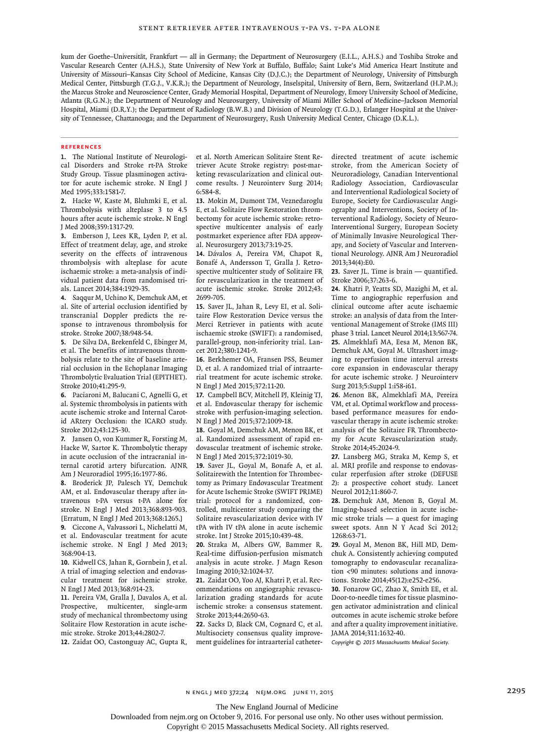kum der Goethe–Universität, Frankfurt — all in Germany; the Department of Neurosurgery (E.I.L., A.H.S.) and Toshiba Stroke and Vascular Research Center (A.H.S.), State University of New York at Buffalo, Buffalo; Saint Luke's Mid America Heart Institute and University of Missouri–Kansas City School of Medicine, Kansas City (D.J.C.); the Department of Neurology, University of Pittsburgh Medical Center, Pittsburgh (T.G.J., V.K.R.); the Department of Neurology, Inselspital, University of Bern, Bern, Switzerland (H.P.M.); the Marcus Stroke and Neuroscience Center, Grady Memorial Hospital, Department of Neurology, Emory University School of Medicine, Atlanta (R.G.N.); the Department of Neurology and Neurosurgery, University of Miami Miller School of Medicine–Jackson Memorial Hospital, Miami (D.R.Y.); the Department of Radiology (B.W.B.) and Division of Neurology (T.G.D.), Erlanger Hospital at the University of Tennessee, Chattanooga; and the Department of Neurosurgery, Rush University Medical Center, Chicago (D.K.L.).

## References

1. The National Institute of Neurological Disorders and Stroke rt-PA Stroke Study Group. Tissue plasminogen activator for acute ischemic stroke. N Engl J Med 1995;333:1581-7.
2. Hacke W, Kaste M, Bluhmki E, et al. Thrombolysis with alteplase 3 to 4.5 hours after acute ischemic stroke. N Engl J Med 2008;359:1317-29.
3. Emberson J, Lees KR, Lyden P, et al. Effect of treatment delay, age, and stroke severity on the effects of intravenous thrombolysis with alteplase for acute ischaemic stroke: a meta-analysis of individual patient data from randomised trials. Lancet 2014;384:1929-35.
4. Saqqur M, Uchino K, Demchuk AM, et al. Site of arterial occlusion identified by transcranial Doppler predicts the response to intravenous thrombolysis for stroke. Stroke 2007;38:948-54.
5. De Silva DA, Brekenfeld C, Ebinger M, et al. The benefits of intravenous thrombolysis relate to the site of baseline arterial occlusion in the Echoplanar Imaging Thrombolytic Evaluation Trial (EPITHET). Stroke 2010;41:295-9.
6. Paciaroni M, Balucani C, Agnelli G, et al. Systemic thrombolysis in patients with acute ischemic stroke and Internal Carotid ARtery Occlusion: the ICARO study. Stroke 2012;43:125-30.
7. Jansen O, von Kummer R, Forsting M, Hacke W, Sartor K. Thrombolytic therapy in acute occlusion of the intracranial internal carotid artery bifurcation. AJNR Am J Neuroradiol 1995;16:1977-86.
8. Broderick JP, Palesch YY, Demchuk AM, et al. Endovascular therapy after intravenous t-PA versus t-PA alone for stroke. N Engl J Med 2013;368:893-903. [Erratum, N Engl J Med 2013;368:1265.]
9. Ciccone A, Valvassori L, Nichelatti M, et al. Endovascular treatment for acute ischemic stroke. N Engl J Med 2013; 368:904-13.
10. Kidwell CS, Jahan R, Gornbein J, et al. A trial of imaging selection and endovascular treatment for ischemic stroke. N Engl J Med 2013;368:914-23.
11. Pereira VM, Gralla J, Davalos A, et al. Prospective, multicenter, single-arm study of mechanical thrombectomy using Solitaire Flow Restoration in acute ischemic stroke. Stroke 2013;44:2802-7.
12. Zaidat OO, Castonguay AC, Gupta R, et al. North American Solitaire Stent Retriever Acute Stroke registry: post-marketing revascularization and clinical outcome results. J Neurointerv Surg 2014; 6:584-8.
13. Mokin M, Dumont TM, Veznedaroglu E, et al. Solitaire Flow Restoration thrombectomy for acute ischemic stroke: retrospective multicenter analysis of early postmarket experience after FDA approval. Neurosurgery 2013;73:19-25.
14. Dávalos A, Pereira VM, Chapot R, Bonafé A, Andersson T, Gralla J. Retrospective multicenter study of Solitaire FR for revascularization in the treatment of acute ischemic stroke. Stroke 2012;43: 2699-705.
15. Saver JL, Jahan R, Levy EI, et al. Solitaire Flow Restoration Device versus the Merci Retriever in patients with acute ischaemic stroke (SWIFT): a randomised, parallel-group, non-inferiority trial. Lancet 2012;380:1241-9.
16. Berkhemer OA, Fransen PSS, Beumer D, et al. A randomized trial of intraarterial treatment for acute ischemic stroke. N Engl J Med 2015;372:11-20.
17. Campbell BCV, Mitchell PJ, Kleinig TJ, et al. Endovascular therapy for ischemic stroke with perfusion-imaging selection. N Engl J Med 2015;372:1009-18.
18. Goyal M, Demchuk AM, Menon BK, et al. Randomized assessment of rapid endovascular treatment of ischemic stroke. N Engl J Med 2015;372:1019-30.
19. Saver JL, Goyal M, Bonafe A, et al. Solitairewith the Intention for Thrombectomy as Primary Endovascular Treatment for Acute Ischemic Stroke (SWIFT PRIME) trial: protocol for a randomized, controlled, multicenter study comparing the Solitaire revascularization device with IV tPA with IV tPA alone in acute ischemic stroke. Int J Stroke 2015;10:439-48.
20. Straka M, Albers GW, Bammer R. Real-time diffusion-perfusion mismatch analysis in acute stroke. J Magn Reson Imaging 2010;32:1024-37.
21. Zaidat OO, Yoo AJ, Khatri P, et al. Recommendations on angiographic revascularization grading standards for acute ischemic stroke: a consensus statement. Stroke 2013;44:2650-63.
22. Sacks D, Black CM, Cognard C, et al. Multisociety consensus quality improvement guidelines for intraarterial catheter-directed treatment of acute ischemic stroke, from the American Society of Neuroradiology, Canadian Interventional Radiology Association, Cardiovascular and Interventional Radiological Society of Europe, Society for Cardiovascular Angiography and Interventions, Society of Interventional Radiology, Society of NeuroInterventional Surgery, European Society of Minimally Invasive Neurological Therapy, and Society of Vascular and Interventional Neurology. AJNR Am J Neuroradiol 2013;34(4):E0.
23. Saver JL. Time is brain — quantified. Stroke 2006;37:263-6.
24. Khatri P, Yeatts SD, Mazighi M, et al. Time to angiographic reperfusion and clinical outcome after acute ischaemic stroke: an analysis of data from the Interventional Management of Stroke (IMS III) phase 3 trial. Lancet Neurol 2014;13:567-74.
25. Almekhlafi MA, Eesa M, Menon BK, Demchuk AM, Goyal M. Ultrashort imaging to reperfusion time interval arrests core expansion in endovascular therapy for acute ischemic stroke. J Neurointerv Surg 2013;5:Suppl 1:i58-i61.
26. Menon BK, Almekhlafi MA, Pereira VM, et al. Optimal workflow and process-based performance measures for endovascular therapy in acute ischemic stroke: analysis of the Solitaire FR Thrombectomy for Acute Revascularization study. Stroke 2014;45:2024-9.
27. Lansberg MG, Straka M, Kemp S, et al. MRI profile and response to endovascular reperfusion after stroke (DEFUSE 2): a prospective cohort study. Lancet Neurol 2012;11:860-7.
28. Demchuk AM, Menon B, Goyal M. Imaging-based selection in acute ischemic stroke trials — a quest for imaging sweet spots. Ann N Y Acad Sci 2012; 1268:63-71.
29. Goyal M, Menon BK, Hill MD, Demchuk A. Consistently achieving computed tomography to endovascular recanalization <90 minutes: solutions and innovations. Stroke 2014;45(12):e252-e256.
30. Fonarow GC, Zhao X, Smith EE, et al. Door-to-needle times for tissue plasminogen activator administration and clinical outcomes in acute ischemic stroke before and after a quality improvement initiative. JAMA 2014;311:1632-40.

*Copyright © 2015 Massachusetts Medical Society.*